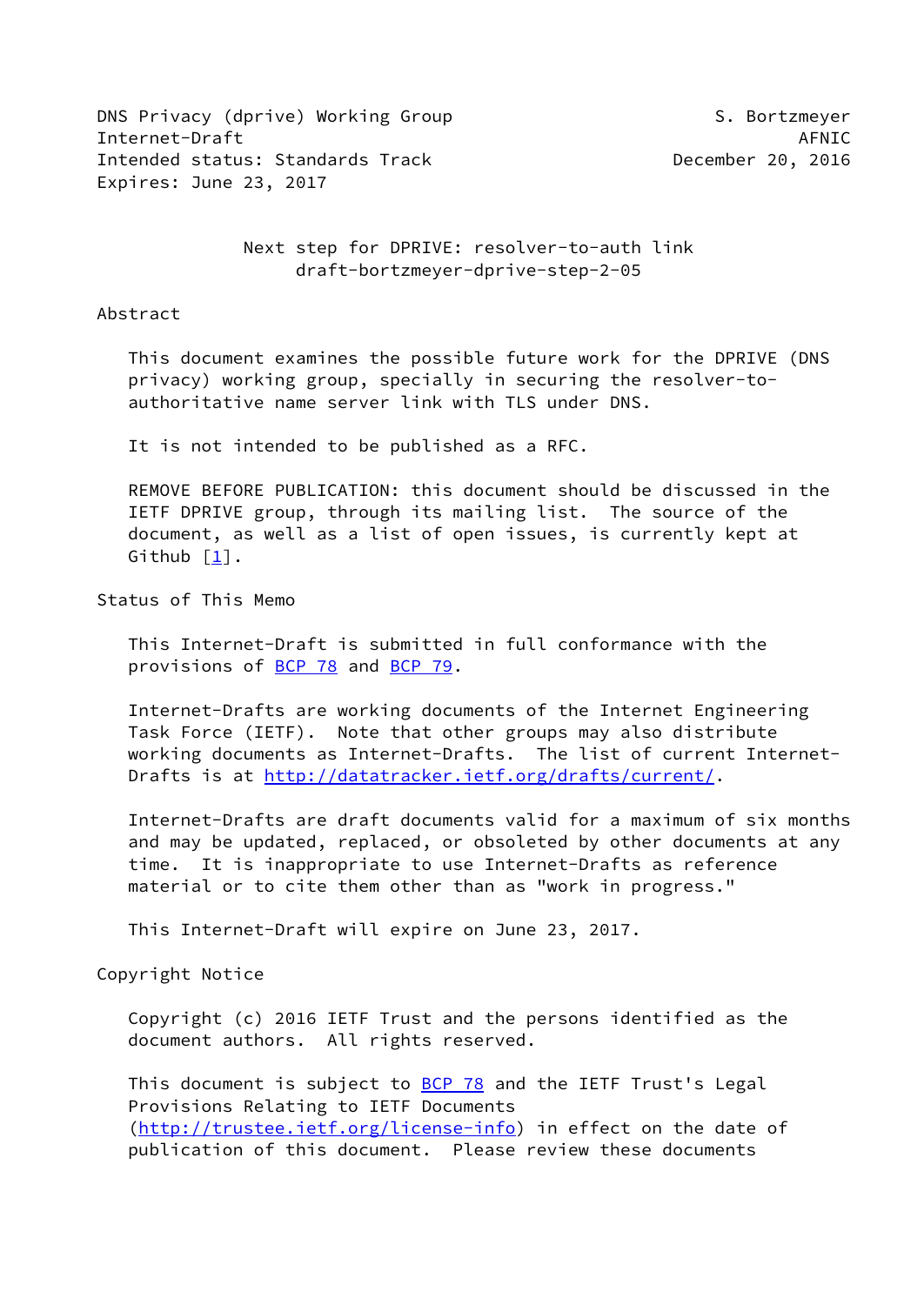DNS Privacy (dprive) Working Group S. Bortzmeyer
Internet-Draft AFNIC
Intended status: Standards Track December 20, 2016
Expires: June 23, 2017

# Next step for DPRIVE: resolver-to-auth link
draft-bortzmeyer-dprive-step-2-05

## Abstract

This document examines the possible future work for the DPRIVE (DNS privacy) working group, specially in securing the resolver-to-authoritative name server link with TLS under DNS.

It is not intended to be published as a RFC.

REMOVE BEFORE PUBLICATION: this document should be discussed in the IETF DPRIVE group, through its mailing list. The source of the document, as well as a list of open issues, is currently kept at Github [1].

## Status of This Memo

This Internet-Draft is submitted in full conformance with the provisions of BCP 78 and BCP 79.

Internet-Drafts are working documents of the Internet Engineering Task Force (IETF). Note that other groups may also distribute working documents as Internet-Drafts. The list of current Internet-Drafts is at http://datatracker.ietf.org/drafts/current/.

Internet-Drafts are draft documents valid for a maximum of six months and may be updated, replaced, or obsoleted by other documents at any time. It is inappropriate to use Internet-Drafts as reference material or to cite them other than as "work in progress."

This Internet-Draft will expire on June 23, 2017.

## Copyright Notice

Copyright (c) 2016 IETF Trust and the persons identified as the document authors. All rights reserved.

This document is subject to BCP 78 and the IETF Trust's Legal Provisions Relating to IETF Documents (http://trustee.ietf.org/license-info) in effect on the date of publication of this document. Please review these documents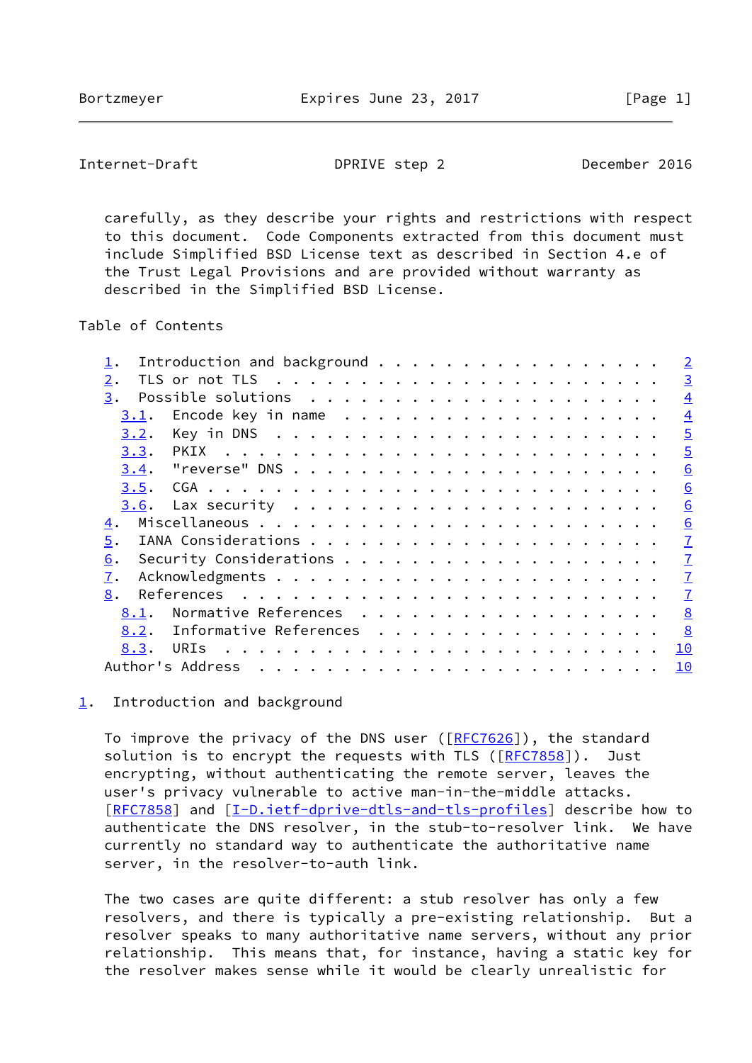carefully, as they describe your rights and restrictions with respect to this document. Code Components extracted from this document must include Simplified BSD License text as described in Section 4.e of the Trust Legal Provisions and are provided without warranty as described in the Simplified BSD License.

## Table of Contents

- 1. Introduction and background . . . . . . . . . . . . . . . . . . 2
- 2. TLS or not TLS . . . . . . . . . . . . . . . . . . . . . . . . 3
- 3. Possible solutions . . . . . . . . . . . . . . . . . . . . . . 4
  - 3.1. Encode key in name . . . . . . . . . . . . . . . . . . . . 4
  - 3.2. Key in DNS . . . . . . . . . . . . . . . . . . . . . . . . 5
  - 3.3. PKIX . . . . . . . . . . . . . . . . . . . . . . . . . . . 5
  - 3.4. "reverse" DNS . . . . . . . . . . . . . . . . . . . . . . 6
  - 3.5. CGA . . . . . . . . . . . . . . . . . . . . . . . . . . . 6
  - 3.6. Lax security . . . . . . . . . . . . . . . . . . . . . . . 6
- 4. Miscellaneous . . . . . . . . . . . . . . . . . . . . . . . . 6
- 5. IANA Considerations . . . . . . . . . . . . . . . . . . . . . 7
- 6. Security Considerations . . . . . . . . . . . . . . . . . . . 7
- 7. Acknowledgments . . . . . . . . . . . . . . . . . . . . . . . 7
- 8. References . . . . . . . . . . . . . . . . . . . . . . . . . . 7
  - 8.1. Normative References . . . . . . . . . . . . . . . . . . . 8
  - 8.2. Informative References . . . . . . . . . . . . . . . . . . 8
  - 8.3. URIs . . . . . . . . . . . . . . . . . . . . . . . . . . . 10
- Author's Address . . . . . . . . . . . . . . . . . . . . . . . . . 10

## 1. Introduction and background

To improve the privacy of the DNS user ([RFC7626]), the standard solution is to encrypt the requests with TLS ([RFC7858]). Just encrypting, without authenticating the remote server, leaves the user's privacy vulnerable to active man-in-the-middle attacks. [RFC7858] and [I-D.ietf-dprive-dtls-and-tls-profiles] describe how to authenticate the DNS resolver, in the stub-to-resolver link. We have currently no standard way to authenticate the authoritative name server, in the resolver-to-auth link.

The two cases are quite different: a stub resolver has only a few resolvers, and there is typically a pre-existing relationship. But a resolver speaks to many authoritative name servers, without any prior relationship. This means that, for instance, having a static key for the resolver makes sense while it would be clearly unrealistic for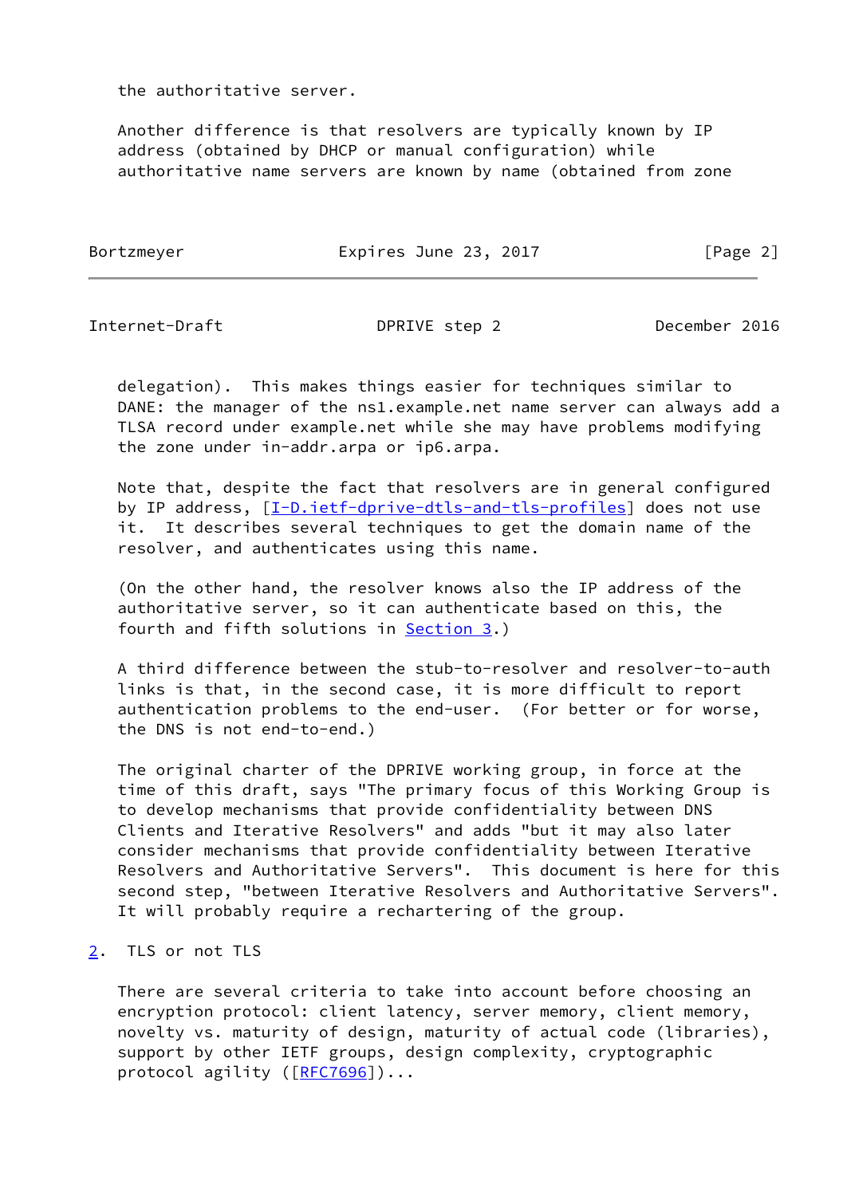the authoritative server.

Another difference is that resolvers are typically known by IP address (obtained by DHCP or manual configuration) while authoritative name servers are known by name (obtained from zone delegation). This makes things easier for techniques similar to DANE: the manager of the ns1.example.net name server can always add a TLSA record under example.net while she may have problems modifying the zone under in-addr.arpa or ip6.arpa.

Note that, despite the fact that resolvers are in general configured by IP address, [I-D.ietf-dprive-dtls-and-tls-profiles] does not use it. It describes several techniques to get the domain name of the resolver, and authenticates using this name.

(On the other hand, the resolver knows also the IP address of the authoritative server, so it can authenticate based on this, the fourth and fifth solutions in Section 3.)

A third difference between the stub-to-resolver and resolver-to-auth links is that, in the second case, it is more difficult to report authentication problems to the end-user. (For better or for worse, the DNS is not end-to-end.)

The original charter of the DPRIVE working group, in force at the time of this draft, says "The primary focus of this Working Group is to develop mechanisms that provide confidentiality between DNS Clients and Iterative Resolvers" and adds "but it may also later consider mechanisms that provide confidentiality between Iterative Resolvers and Authoritative Servers". This document is here for this second step, "between Iterative Resolvers and Authoritative Servers". It will probably require a rechartering of the group.

## 2. TLS or not TLS

There are several criteria to take into account before choosing an encryption protocol: client latency, server memory, client memory, novelty vs. maturity of design, maturity of actual code (libraries), support by other IETF groups, design complexity, cryptographic protocol agility ([RFC7696])...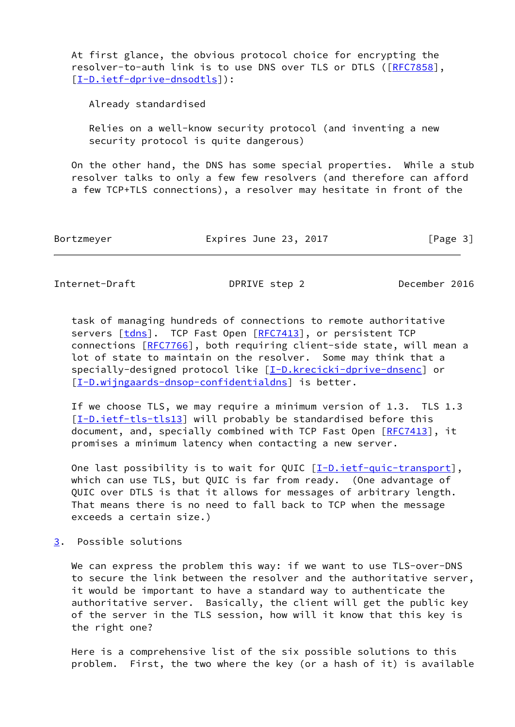At first glance, the obvious protocol choice for encrypting the resolver-to-auth link is to use DNS over TLS or DTLS ([RFC7858], [I-D.ietf-dprive-dnsodtls]):

Already standardised

Relies on a well-know security protocol (and inventing a new security protocol is quite dangerous)

On the other hand, the DNS has some special properties. While a stub resolver talks to only a few few resolvers (and therefore can afford a few TCP+TLS connections), a resolver may hesitate in front of the task of managing hundreds of connections to remote authoritative servers [tdns]. TCP Fast Open [RFC7413], or persistent TCP connections [RFC7766], both requiring client-side state, will mean a lot of state to maintain on the resolver. Some may think that a specially-designed protocol like [I-D.krecicki-dprive-dnsenc] or [I-D.wijngaards-dnsop-confidentialdns] is better.

If we choose TLS, we may require a minimum version of 1.3. TLS 1.3 [I-D.ietf-tls-tls13] will probably be standardised before this document, and, specially combined with TCP Fast Open [RFC7413], it promises a minimum latency when contacting a new server.

One last possibility is to wait for QUIC [I-D.ietf-quic-transport], which can use TLS, but QUIC is far from ready. (One advantage of QUIC over DTLS is that it allows for messages of arbitrary length. That means there is no need to fall back to TCP when the message exceeds a certain size.)

## 3. Possible solutions

We can express the problem this way: if we want to use TLS-over-DNS to secure the link between the resolver and the authoritative server, it would be important to have a standard way to authenticate the authoritative server. Basically, the client will get the public key of the server in the TLS session, how will it know that this key is the right one?

Here is a comprehensive list of the six possible solutions to this problem. First, the two where the key (or a hash of it) is available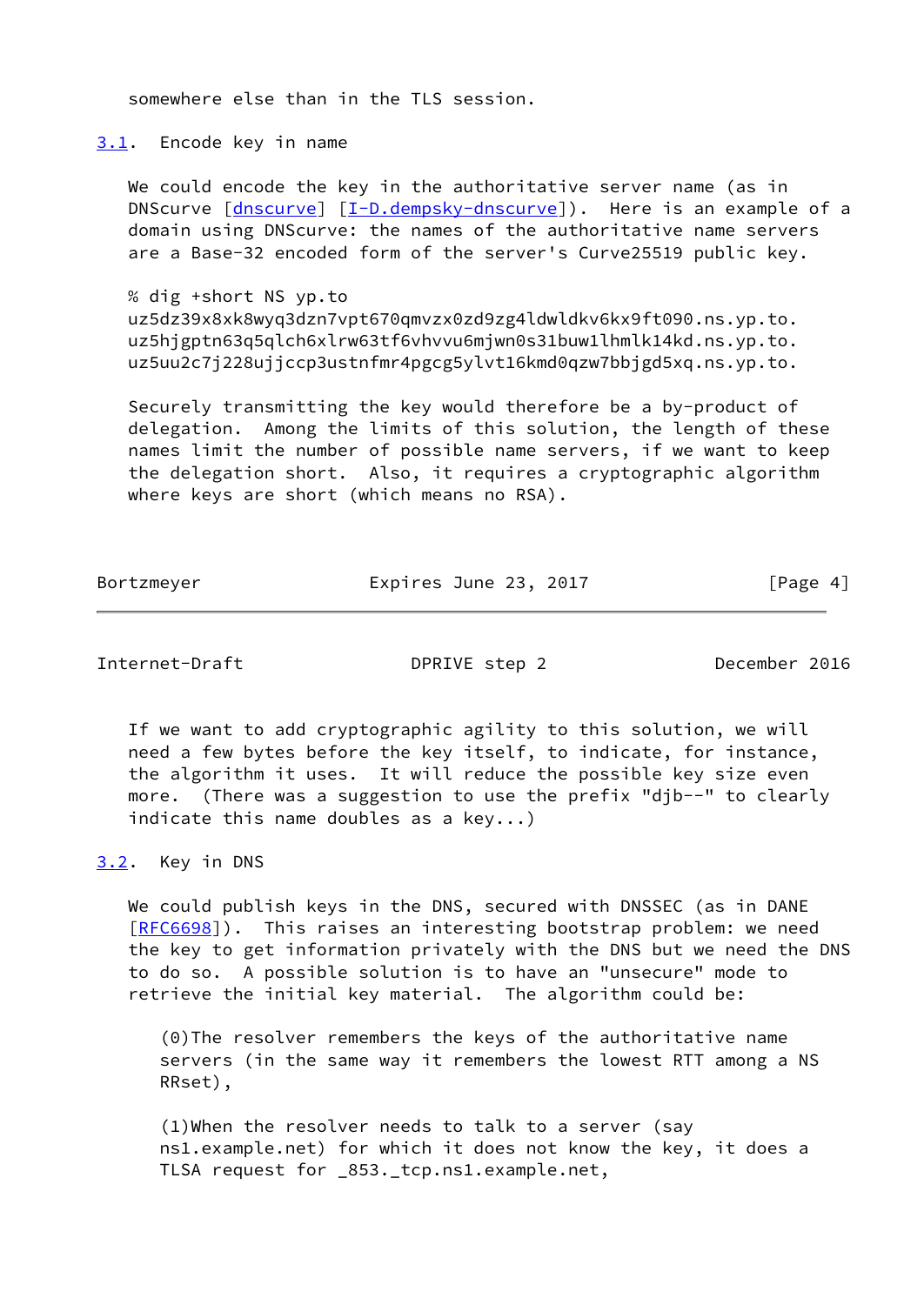somewhere else than in the TLS session.

### 3.1. Encode key in name

We could encode the key in the authoritative server name (as in DNScurve [dnscurve] [I-D.dempsky-dnscurve]). Here is an example of a domain using DNScurve: the names of the authoritative name servers are a Base-32 encoded form of the server's Curve25519 public key.

```
% dig +short NS yp.to
uz5dz39x8xk8wyq3dzn7vpt670qmvzx0zd9zg4ldwldkv6kx9ft090.ns.yp.to.
uz5hjgptn63q5qlch6xlrw63tf6vhvvu6mjwn0s31buw1lhmlk14kd.ns.yp.to.
uz5uu2c7j228ujjccp3ustnfmr4pgcg5ylvt16kmd0qzw7bbjgd5xq.ns.yp.to.
```

Securely transmitting the key would therefore be a by-product of delegation. Among the limits of this solution, the length of these names limit the number of possible name servers, if we want to keep the delegation short. Also, it requires a cryptographic algorithm where keys are short (which means no RSA).

If we want to add cryptographic agility to this solution, we will need a few bytes before the key itself, to indicate, for instance, the algorithm it uses. It will reduce the possible key size even more. (There was a suggestion to use the prefix "djb--" to clearly indicate this name doubles as a key...)

### 3.2. Key in DNS

We could publish keys in the DNS, secured with DNSSEC (as in DANE [RFC6698]). This raises an interesting bootstrap problem: we need the key to get information privately with the DNS but we need the DNS to do so. A possible solution is to have an "unsecure" mode to retrieve the initial key material. The algorithm could be:

(0)The resolver remembers the keys of the authoritative name servers (in the same way it remembers the lowest RTT among a NS RRset),

(1)When the resolver needs to talk to a server (say ns1.example.net) for which it does not know the key, it does a TLSA request for _853._tcp.ns1.example.net,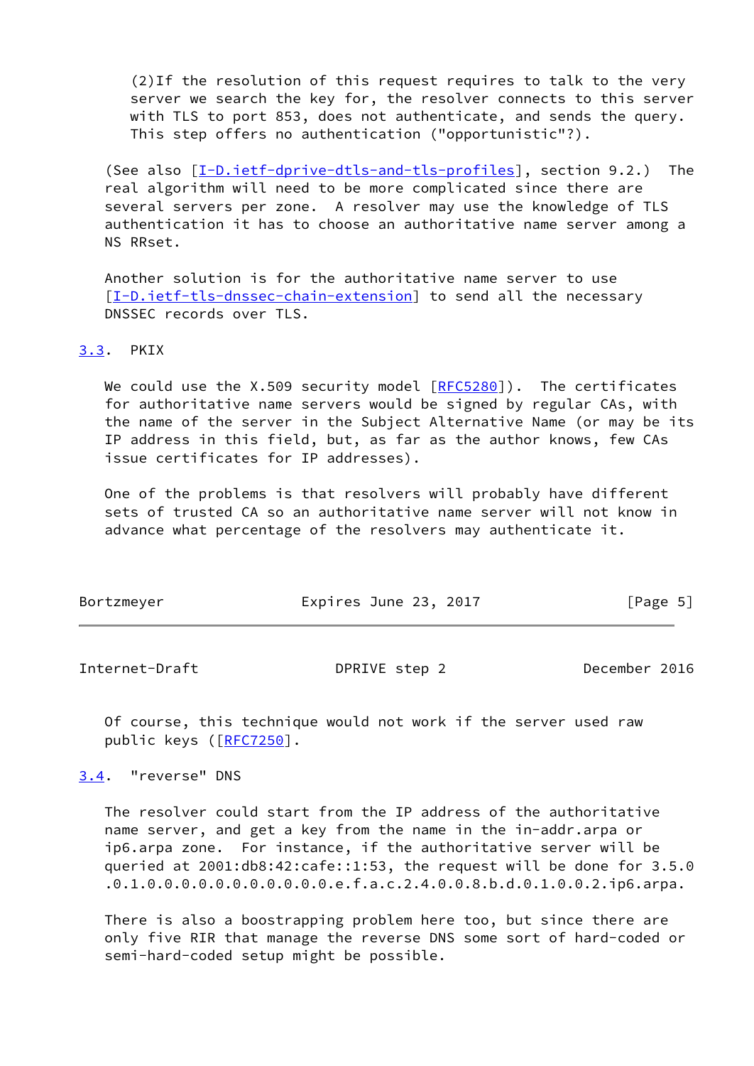(2)If the resolution of this request requires to talk to the very server we search the key for, the resolver connects to this server with TLS to port 853, does not authenticate, and sends the query. This step offers no authentication ("opportunistic"?).

(See also [I-D.ietf-dprive-dtls-and-tls-profiles], section 9.2.) The real algorithm will need to be more complicated since there are several servers per zone. A resolver may use the knowledge of TLS authentication it has to choose an authoritative name server among a NS RRset.

Another solution is for the authoritative name server to use [I-D.ietf-tls-dnssec-chain-extension] to send all the necessary DNSSEC records over TLS.

### 3.3. PKIX

We could use the X.509 security model [RFC5280]). The certificates for authoritative name servers would be signed by regular CAs, with the name of the server in the Subject Alternative Name (or may be its IP address in this field, but, as far as the author knows, few CAs issue certificates for IP addresses).

One of the problems is that resolvers will probably have different sets of trusted CA so an authoritative name server will not know in advance what percentage of the resolvers may authenticate it.

Of course, this technique would not work if the server used raw public keys ([RFC7250].

### 3.4. "reverse" DNS

The resolver could start from the IP address of the authoritative name server, and get a key from the name in the in-addr.arpa or ip6.arpa zone. For instance, if the authoritative server will be queried at 2001:db8:42:cafe::1:53, the request will be done for 3.5.0.0.1.0.0.0.0.0.0.0.0.0.0.0.e.f.a.c.2.4.0.0.8.b.d.0.1.0.0.2.ip6.arpa.

There is also a boostrapping problem here too, but since there are only five RIR that manage the reverse DNS some sort of hard-coded or semi-hard-coded setup might be possible.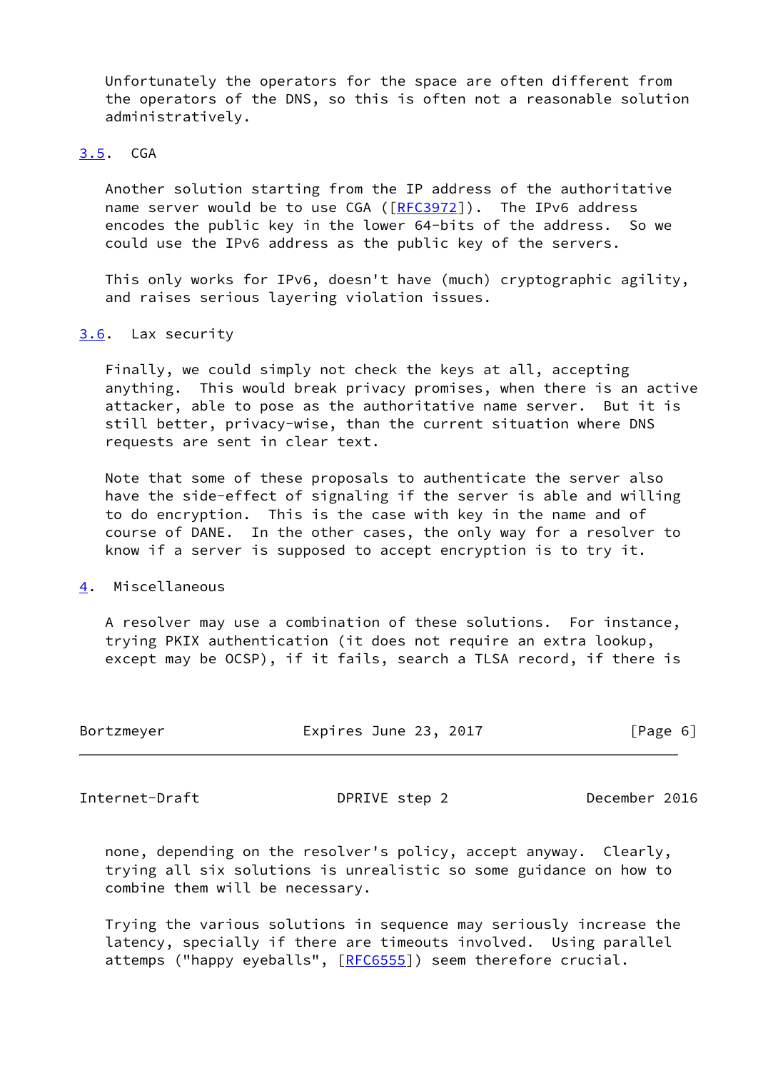Unfortunately the operators for the space are often different from the operators of the DNS, so this is often not a reasonable solution administratively.

### 3.5. CGA

Another solution starting from the IP address of the authoritative name server would be to use CGA ([RFC3972]). The IPv6 address encodes the public key in the lower 64-bits of the address. So we could use the IPv6 address as the public key of the servers.

This only works for IPv6, doesn't have (much) cryptographic agility, and raises serious layering violation issues.

### 3.6. Lax security

Finally, we could simply not check the keys at all, accepting anything. This would break privacy promises, when there is an active attacker, able to pose as the authoritative name server. But it is still better, privacy-wise, than the current situation where DNS requests are sent in clear text.

Note that some of these proposals to authenticate the server also have the side-effect of signaling if the server is able and willing to do encryption. This is the case with key in the name and of course of DANE. In the other cases, the only way for a resolver to know if a server is supposed to accept encryption is to try it.

## 4. Miscellaneous

A resolver may use a combination of these solutions. For instance, trying PKIX authentication (it does not require an extra lookup, except may be OCSP), if it fails, search a TLSA record, if there is none, depending on the resolver's policy, accept anyway. Clearly, trying all six solutions is unrealistic so some guidance on how to combine them will be necessary.

Trying the various solutions in sequence may seriously increase the latency, specially if there are timeouts involved. Using parallel attemps ("happy eyeballs", [RFC6555]) seem therefore crucial.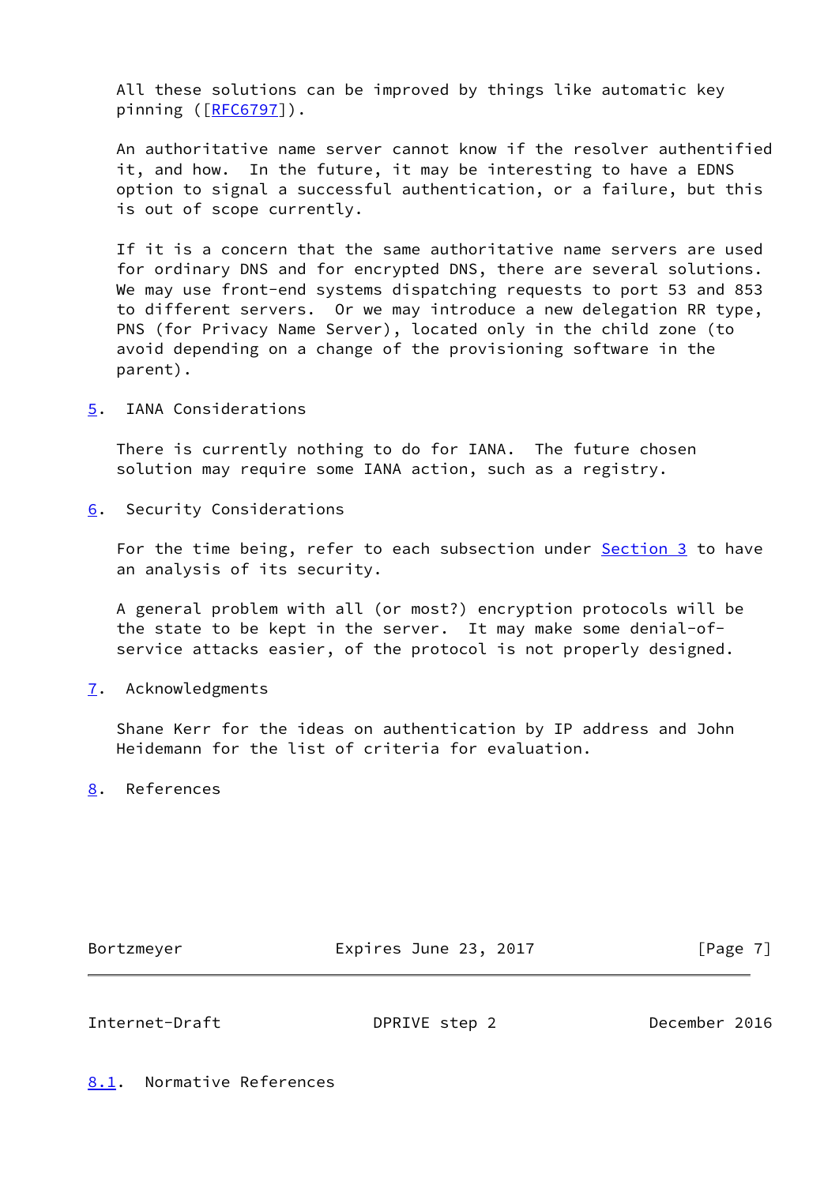All these solutions can be improved by things like automatic key pinning ([RFC6797]).

An authoritative name server cannot know if the resolver authentified it, and how. In the future, it may be interesting to have a EDNS option to signal a successful authentication, or a failure, but this is out of scope currently.

If it is a concern that the same authoritative name servers are used for ordinary DNS and for encrypted DNS, there are several solutions. We may use front-end systems dispatching requests to port 53 and 853 to different servers. Or we may introduce a new delegation RR type, PNS (for Privacy Name Server), located only in the child zone (to avoid depending on a change of the provisioning software in the parent).

## 5. IANA Considerations

There is currently nothing to do for IANA. The future chosen solution may require some IANA action, such as a registry.

## 6. Security Considerations

For the time being, refer to each subsection under Section 3 to have an analysis of its security.

A general problem with all (or most?) encryption protocols will be the state to be kept in the server. It may make some denial-of-service attacks easier, of the protocol is not properly designed.

## 7. Acknowledgments

Shane Kerr for the ideas on authentication by IP address and John Heidemann for the list of criteria for evaluation.

## 8. References

### 8.1. Normative References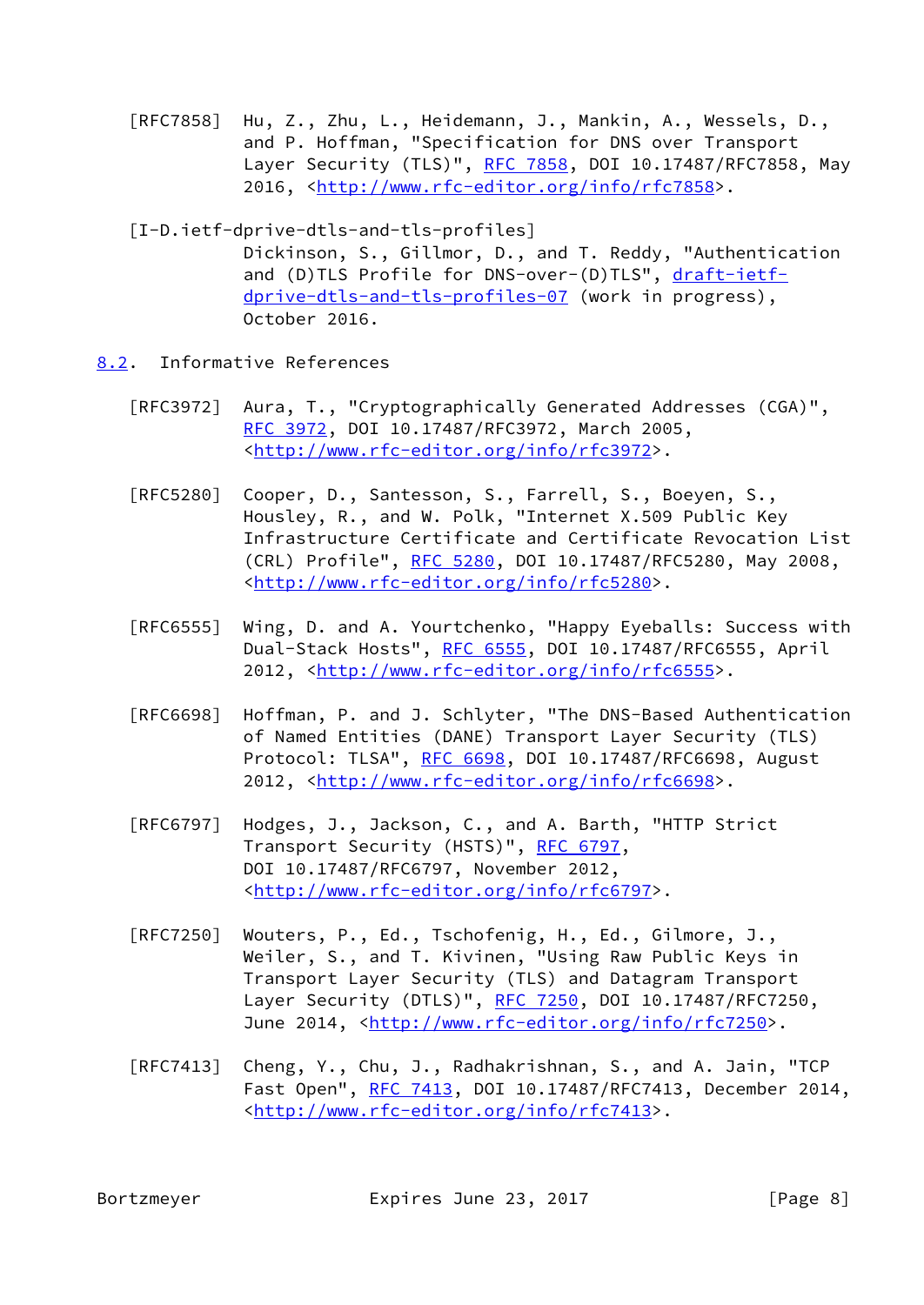[RFC7858] Hu, Z., Zhu, L., Heidemann, J., Mankin, A., Wessels, D., and P. Hoffman, "Specification for DNS over Transport Layer Security (TLS)", RFC 7858, DOI 10.17487/RFC7858, May 2016, <http://www.rfc-editor.org/info/rfc7858>.

[I-D.ietf-dprive-dtls-and-tls-profiles] Dickinson, S., Gillmor, D., and T. Reddy, "Authentication and (D)TLS Profile for DNS-over-(D)TLS", draft-ietf-dprive-dtls-and-tls-profiles-07 (work in progress), October 2016.

## 8.2. Informative References

[RFC3972] Aura, T., "Cryptographically Generated Addresses (CGA)", RFC 3972, DOI 10.17487/RFC3972, March 2005, <http://www.rfc-editor.org/info/rfc3972>.

[RFC5280] Cooper, D., Santesson, S., Farrell, S., Boeyen, S., Housley, R., and W. Polk, "Internet X.509 Public Key Infrastructure Certificate and Certificate Revocation List (CRL) Profile", RFC 5280, DOI 10.17487/RFC5280, May 2008, <http://www.rfc-editor.org/info/rfc5280>.

[RFC6555] Wing, D. and A. Yourtchenko, "Happy Eyeballs: Success with Dual-Stack Hosts", RFC 6555, DOI 10.17487/RFC6555, April 2012, <http://www.rfc-editor.org/info/rfc6555>.

[RFC6698] Hoffman, P. and J. Schlyter, "The DNS-Based Authentication of Named Entities (DANE) Transport Layer Security (TLS) Protocol: TLSA", RFC 6698, DOI 10.17487/RFC6698, August 2012, <http://www.rfc-editor.org/info/rfc6698>.

[RFC6797] Hodges, J., Jackson, C., and A. Barth, "HTTP Strict Transport Security (HSTS)", RFC 6797, DOI 10.17487/RFC6797, November 2012, <http://www.rfc-editor.org/info/rfc6797>.

[RFC7250] Wouters, P., Ed., Tschofenig, H., Ed., Gilmore, J., Weiler, S., and T. Kivinen, "Using Raw Public Keys in Transport Layer Security (TLS) and Datagram Transport Layer Security (DTLS)", RFC 7250, DOI 10.17487/RFC7250, June 2014, <http://www.rfc-editor.org/info/rfc7250>.

[RFC7413] Cheng, Y., Chu, J., Radhakrishnan, S., and A. Jain, "TCP Fast Open", RFC 7413, DOI 10.17487/RFC7413, December 2014, <http://www.rfc-editor.org/info/rfc7413>.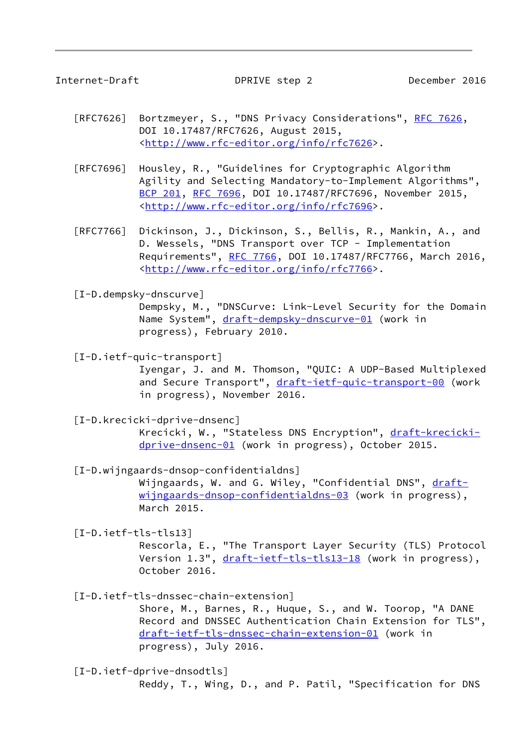[RFC7626] Bortzmeyer, S., "DNS Privacy Considerations", RFC 7626, DOI 10.17487/RFC7626, August 2015, <http://www.rfc-editor.org/info/rfc7626>.

[RFC7696] Housley, R., "Guidelines for Cryptographic Algorithm Agility and Selecting Mandatory-to-Implement Algorithms", BCP 201, RFC 7696, DOI 10.17487/RFC7696, November 2015, <http://www.rfc-editor.org/info/rfc7696>.

[RFC7766] Dickinson, J., Dickinson, S., Bellis, R., Mankin, A., and D. Wessels, "DNS Transport over TCP - Implementation Requirements", RFC 7766, DOI 10.17487/RFC7766, March 2016, <http://www.rfc-editor.org/info/rfc7766>.

[I-D.dempsky-dnscurve] Dempsky, M., "DNSCurve: Link-Level Security for the Domain Name System", draft-dempsky-dnscurve-01 (work in progress), February 2010.

[I-D.ietf-quic-transport] Iyengar, J. and M. Thomson, "QUIC: A UDP-Based Multiplexed and Secure Transport", draft-ietf-quic-transport-00 (work in progress), November 2016.

[I-D.krecicki-dprive-dnsenc] Krecicki, W., "Stateless DNS Encryption", draft-krecicki-dprive-dnsenc-01 (work in progress), October 2015.

[I-D.wijngaards-dnsop-confidentialdns] Wijngaards, W. and G. Wiley, "Confidential DNS", draft-wijngaards-dnsop-confidentialdns-03 (work in progress), March 2015.

[I-D.ietf-tls-tls13] Rescorla, E., "The Transport Layer Security (TLS) Protocol Version 1.3", draft-ietf-tls-tls13-18 (work in progress), October 2016.

[I-D.ietf-tls-dnssec-chain-extension] Shore, M., Barnes, R., Huque, S., and W. Toorop, "A DANE Record and DNSSEC Authentication Chain Extension for TLS", draft-ietf-tls-dnssec-chain-extension-01 (work in progress), July 2016.

[I-D.ietf-dprive-dnsodtls] Reddy, T., Wing, D., and P. Patil, "Specification for DNS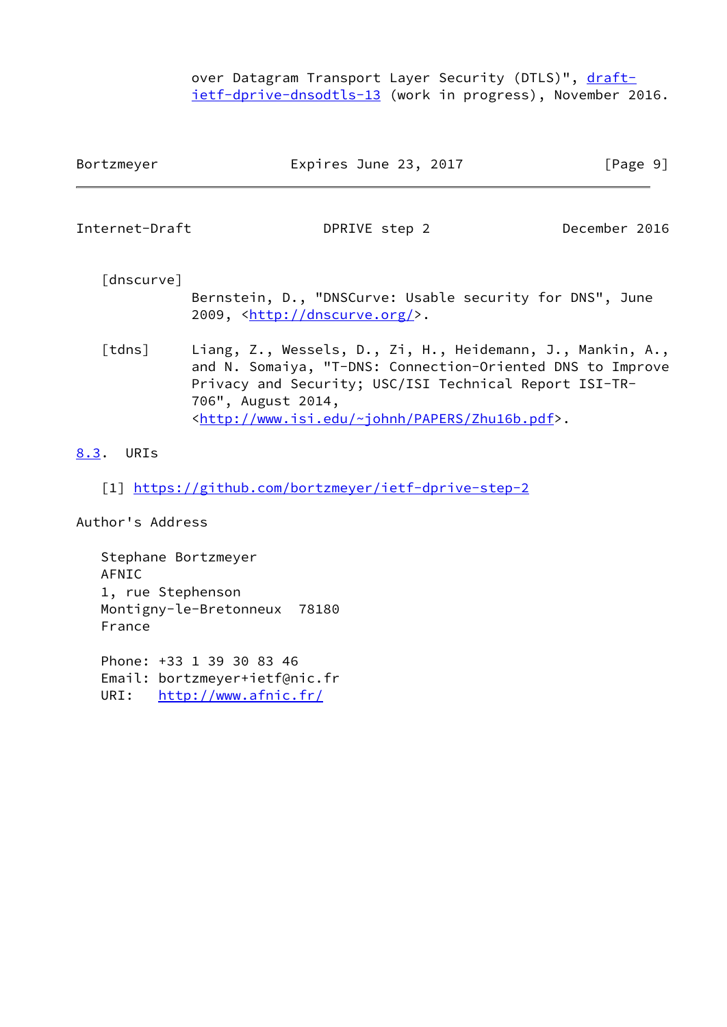over Datagram Transport Layer Security (DTLS)", draft-ietf-dprive-dnsodtls-13 (work in progress), November 2016.

[dnscurve]
Bernstein, D., "DNSCurve: Usable security for DNS", June 2009, <http://dnscurve.org/>.

[tdns] Liang, Z., Wessels, D., Zi, H., Heidemann, J., Mankin, A., and N. Somaiya, "T-DNS: Connection-Oriented DNS to Improve Privacy and Security; USC/ISI Technical Report ISI-TR-706", August 2014, <http://www.isi.edu/~johnh/PAPERS/Zhu16b.pdf>.

### 8.3. URIs

[1] https://github.com/bortzmeyer/ietf-dprive-step-2

## Author's Address

Stephane Bortzmeyer
AFNIC
1, rue Stephenson
Montigny-le-Bretonneux 78180
France

Phone: +33 1 39 30 83 46
Email: bortzmeyer+ietf@nic.fr
URI: http://www.afnic.fr/